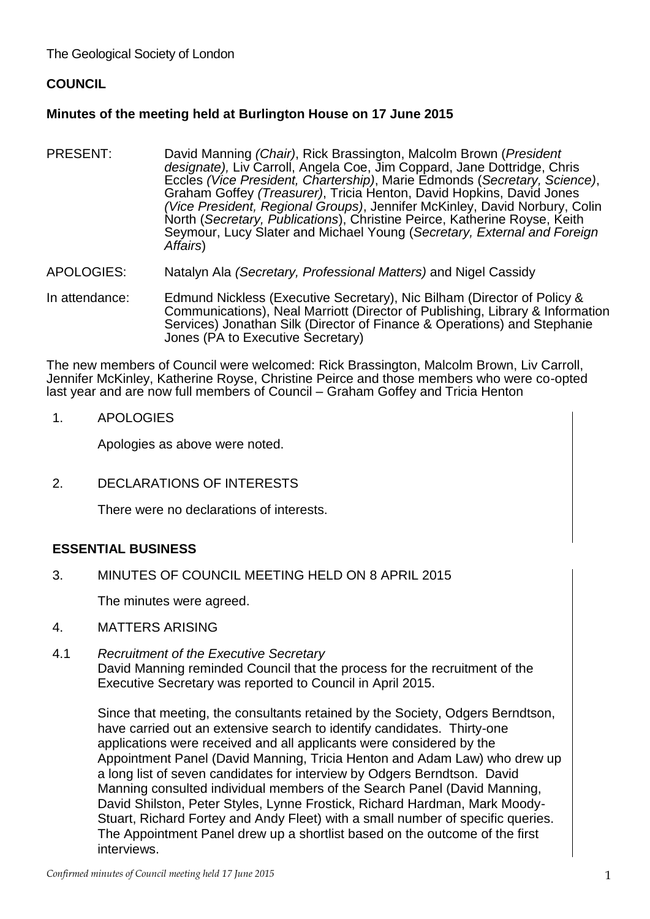The Geological Society of London

**COUNCIL**

**Minutes of the meeting held at Burlington House on 17 June 2015**

PRESENT: David Manning *(Chair)*, Rick Brassington, Malcolm Brown (*President designate),* Liv Carroll, Angela Coe, Jim Coppard, Jane Dottridge, Chris Eccles *(Vice President, Chartership)*, Marie Edmonds (*Secretary, Science)*, Graham Goffey *(Treasurer)*, Tricia Henton, David Hopkins, David Jones *(Vice President, Regional Groups)*, Jennifer McKinley, David Norbury, Colin North (*Secretary, Publications*), Christine Peirce, Katherine Royse, Keith Seymour, Lucy Slater and Michael Young (*Secretary, External and Foreign Affairs*)

APOLOGIES: Natalyn Ala *(Secretary, Professional Matters)* and Nigel Cassidy

In attendance: Edmund Nickless (Executive Secretary), Nic Bilham (Director of Policy & Communications), Neal Marriott (Director of Publishing, Library & Information Services) Jonathan Silk (Director of Finance & Operations) and Stephanie Jones (PA to Executive Secretary)

The new members of Council were welcomed: Rick Brassington, Malcolm Brown, Liv Carroll, Jennifer McKinley, Katherine Royse, Christine Peirce and those members who were co-opted last year and are now full members of Council – Graham Goffey and Tricia Henton

1. APOLOGIES

   Apologies as above were noted.

2. DECLARATIONS OF INTERESTS

   There were no declarations of interests.

**ESSENTIAL BUSINESS**

3. MINUTES OF COUNCIL MEETING HELD ON 8 APRIL 2015

   The minutes were agreed.

4. MATTERS ARISING

4.1 *Recruitment of the Executive Secretary*
David Manning reminded Council that the process for the recruitment of the Executive Secretary was reported to Council in April 2015.

Since that meeting, the consultants retained by the Society, Odgers Berndtson, have carried out an extensive search to identify candidates. Thirty-one applications were received and all applicants were considered by the Appointment Panel (David Manning, Tricia Henton and Adam Law) who drew up a long list of seven candidates for interview by Odgers Berndtson. David Manning consulted individual members of the Search Panel (David Manning, David Shilston, Peter Styles, Lynne Frostick, Richard Hardman, Mark Moody-Stuart, Richard Fortey and Andy Fleet) with a small number of specific queries. The Appointment Panel drew up a shortlist based on the outcome of the first interviews.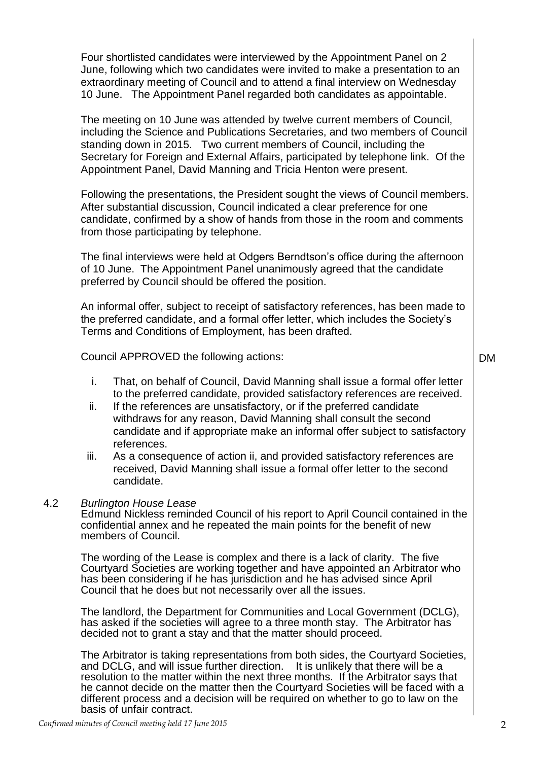Four shortlisted candidates were interviewed by the Appointment Panel on 2 June, following which two candidates were invited to make a presentation to an extraordinary meeting of Council and to attend a final interview on Wednesday 10 June. The Appointment Panel regarded both candidates as appointable.

The meeting on 10 June was attended by twelve current members of Council, including the Science and Publications Secretaries, and two members of Council standing down in 2015. Two current members of Council, including the Secretary for Foreign and External Affairs, participated by telephone link. Of the Appointment Panel, David Manning and Tricia Henton were present.

Following the presentations, the President sought the views of Council members. After substantial discussion, Council indicated a clear preference for one candidate, confirmed by a show of hands from those in the room and comments from those participating by telephone.

The final interviews were held at Odgers Berndtson's office during the afternoon of 10 June. The Appointment Panel unanimously agreed that the candidate preferred by Council should be offered the position.

An informal offer, subject to receipt of satisfactory references, has been made to the preferred candidate, and a formal offer letter, which includes the Society's Terms and Conditions of Employment, has been drafted.

Council APPROVED the following actions: **DM**

i. That, on behalf of Council, David Manning shall issue a formal offer letter to the preferred candidate, provided satisfactory references are received.
ii. If the references are unsatisfactory, or if the preferred candidate withdraws for any reason, David Manning shall consult the second candidate and if appropriate make an informal offer subject to satisfactory references.
iii. As a consequence of action ii, and provided satisfactory references are received, David Manning shall issue a formal offer letter to the second candidate.

4.2 *Burlington House Lease*

Edmund Nickless reminded Council of his report to April Council contained in the confidential annex and he repeated the main points for the benefit of new members of Council.

The wording of the Lease is complex and there is a lack of clarity. The five Courtyard Societies are working together and have appointed an Arbitrator who has been considering if he has jurisdiction and he has advised since April Council that he does but not necessarily over all the issues.

The landlord, the Department for Communities and Local Government (DCLG), has asked if the societies will agree to a three month stay. The Arbitrator has decided not to grant a stay and that the matter should proceed.

The Arbitrator is taking representations from both sides, the Courtyard Societies, and DCLG, and will issue further direction. It is unlikely that there will be a resolution to the matter within the next three months. If the Arbitrator says that he cannot decide on the matter then the Courtyard Societies will be faced with a different process and a decision will be required on whether to go to law on the basis of unfair contract.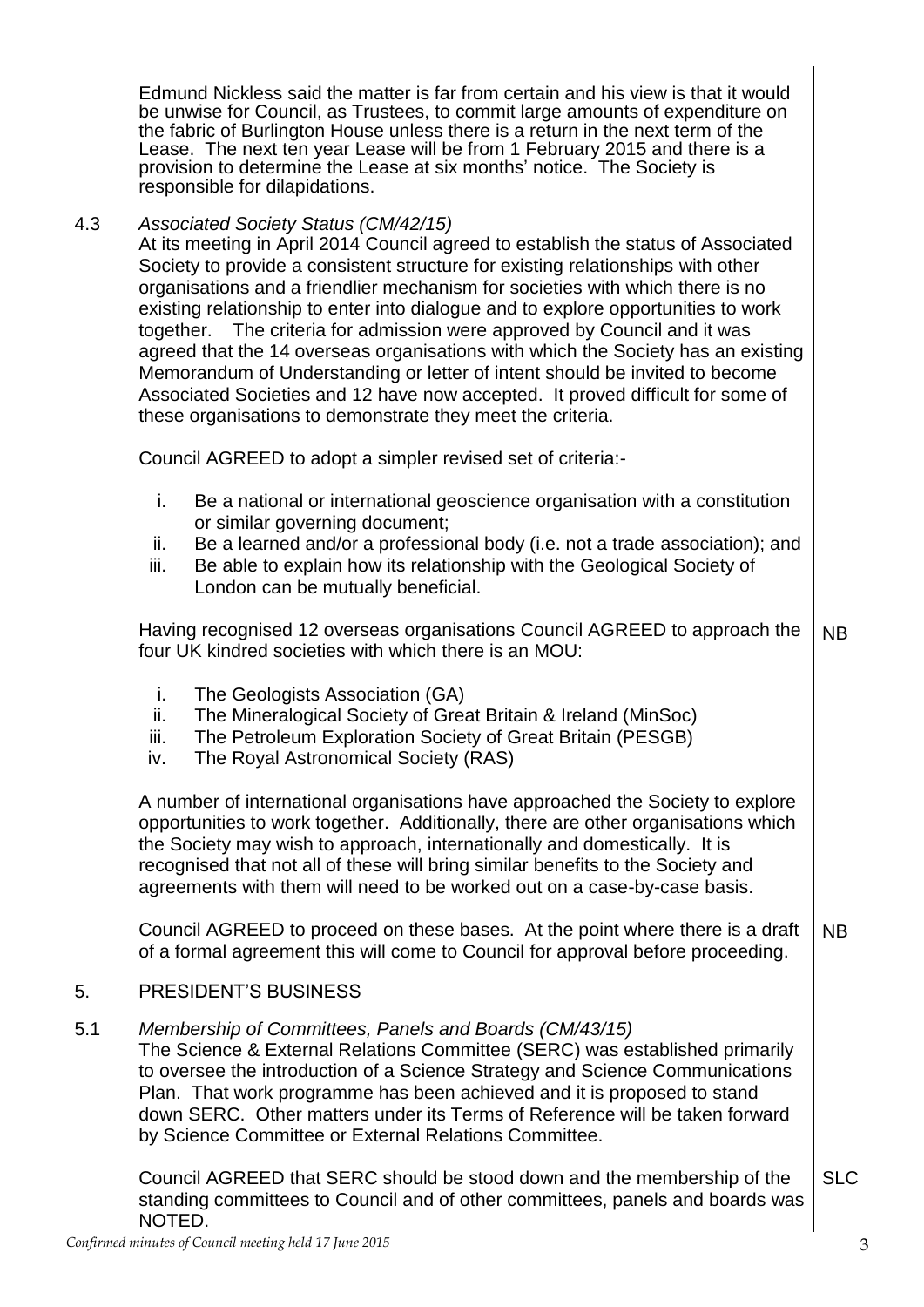Edmund Nickless said the matter is far from certain and his view is that it would be unwise for Council, as Trustees, to commit large amounts of expenditure on the fabric of Burlington House unless there is a return in the next term of the Lease. The next ten year Lease will be from 1 February 2015 and there is a provision to determine the Lease at six months' notice. The Society is responsible for dilapidations.

4.3 *Associated Society Status (CM/42/15)*

At its meeting in April 2014 Council agreed to establish the status of Associated Society to provide a consistent structure for existing relationships with other organisations and a friendlier mechanism for societies with which there is no existing relationship to enter into dialogue and to explore opportunities to work together. The criteria for admission were approved by Council and it was agreed that the 14 overseas organisations with which the Society has an existing Memorandum of Understanding or letter of intent should be invited to become Associated Societies and 12 have now accepted. It proved difficult for some of these organisations to demonstrate they meet the criteria.

Council AGREED to adopt a simpler revised set of criteria:-

i. Be a national or international geoscience organisation with a constitution or similar governing document;
ii. Be a learned and/or a professional body (i.e. not a trade association); and
iii. Be able to explain how its relationship with the Geological Society of London can be mutually beneficial.

Having recognised 12 overseas organisations Council AGREED to approach the four UK kindred societies with which there is an MOU: **NB**

i. The Geologists Association (GA)
ii. The Mineralogical Society of Great Britain & Ireland (MinSoc)
iii. The Petroleum Exploration Society of Great Britain (PESGB)
iv. The Royal Astronomical Society (RAS)

A number of international organisations have approached the Society to explore opportunities to work together. Additionally, there are other organisations which the Society may wish to approach, internationally and domestically. It is recognised that not all of these will bring similar benefits to the Society and agreements with them will need to be worked out on a case-by-case basis.

Council AGREED to proceed on these bases. At the point where there is a draft of a formal agreement this will come to Council for approval before proceeding. **NB**

## 5. PRESIDENT'S BUSINESS

5.1 *Membership of Committees, Panels and Boards (CM/43/15)*

The Science & External Relations Committee (SERC) was established primarily to oversee the introduction of a Science Strategy and Science Communications Plan. That work programme has been achieved and it is proposed to stand down SERC. Other matters under its Terms of Reference will be taken forward by Science Committee or External Relations Committee.

Council AGREED that SERC should be stood down and the membership of the standing committees to Council and of other committees, panels and boards was NOTED. **SLC**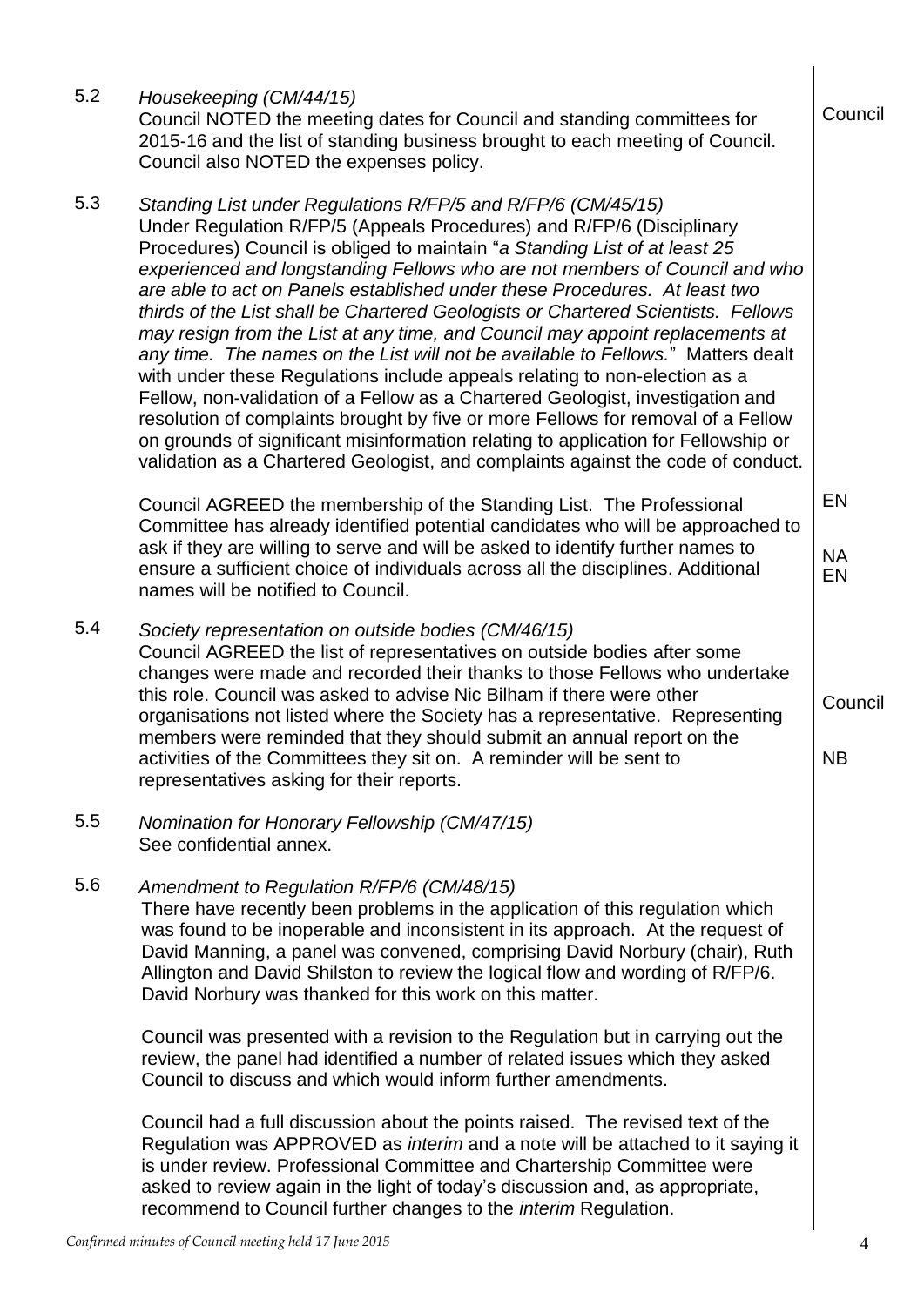5.2 *Housekeeping (CM/44/15)*
Council NOTED the meeting dates for Council and standing committees for 2015-16 and the list of standing business brought to each meeting of Council. Council also NOTED the expenses policy. — **Council**

5.3 *Standing List under Regulations R/FP/5 and R/FP/6 (CM/45/15)*
Under Regulation R/FP/5 (Appeals Procedures) and R/FP/6 (Disciplinary Procedures) Council is obliged to maintain "*a Standing List of at least 25 experienced and longstanding Fellows who are not members of Council and who are able to act on Panels established under these Procedures. At least two thirds of the List shall be Chartered Geologists or Chartered Scientists. Fellows may resign from the List at any time, and Council may appoint replacements at any time. The names on the List will not be available to Fellows.*" Matters dealt with under these Regulations include appeals relating to non-election as a Fellow, non-validation of a Fellow as a Chartered Geologist, investigation and resolution of complaints brought by five or more Fellows for removal of a Fellow on grounds of significant misinformation relating to application for Fellowship or validation as a Chartered Geologist, and complaints against the code of conduct.

Council AGREED the membership of the Standing List. The Professional Committee has already identified potential candidates who will be approached to ask if they are willing to serve and will be asked to identify further names to ensure a sufficient choice of individuals across all the disciplines. Additional names will be notified to Council. — **EN**, **NA**, **EN**

5.4 *Society representation on outside bodies (CM/46/15)*
Council AGREED the list of representatives on outside bodies after some changes were made and recorded their thanks to those Fellows who undertake this role. Council was asked to advise Nic Bilham if there were other organisations not listed where the Society has a representative. Representing members were reminded that they should submit an annual report on the activities of the Committees they sit on. A reminder will be sent to representatives asking for their reports. — **Council**, **NB**

5.5 *Nomination for Honorary Fellowship (CM/47/15)*
See confidential annex.

5.6 *Amendment to Regulation R/FP/6 (CM/48/15)*
There have recently been problems in the application of this regulation which was found to be inoperable and inconsistent in its approach. At the request of David Manning, a panel was convened, comprising David Norbury (chair), Ruth Allington and David Shilston to review the logical flow and wording of R/FP/6. David Norbury was thanked for this work on this matter.

Council was presented with a revision to the Regulation but in carrying out the review, the panel had identified a number of related issues which they asked Council to discuss and which would inform further amendments.

Council had a full discussion about the points raised. The revised text of the Regulation was APPROVED as *interim* and a note will be attached to it saying it is under review. Professional Committee and Chartership Committee were asked to review again in the light of today's discussion and, as appropriate, recommend to Council further changes to the *interim* Regulation.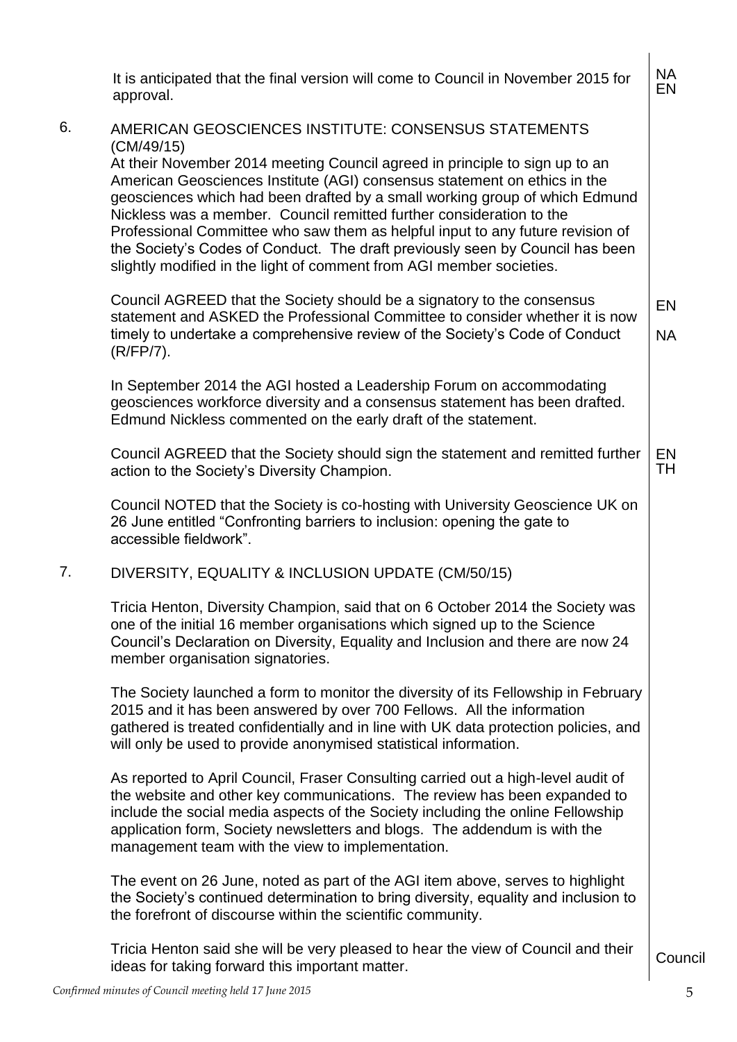It is anticipated that the final version will come to Council in November 2015 for approval. — NA EN

## 6. AMERICAN GEOSCIENCES INSTITUTE: CONSENSUS STATEMENTS (CM/49/15)

At their November 2014 meeting Council agreed in principle to sign up to an American Geosciences Institute (AGI) consensus statement on ethics in the geosciences which had been drafted by a small working group of which Edmund Nickless was a member. Council remitted further consideration to the Professional Committee who saw them as helpful input to any future revision of the Society's Codes of Conduct. The draft previously seen by Council has been slightly modified in the light of comment from AGI member societies.

Council AGREED that the Society should be a signatory to the consensus statement and ASKED the Professional Committee to consider whether it is now timely to undertake a comprehensive review of the Society's Code of Conduct (R/FP/7). — EN NA

In September 2014 the AGI hosted a Leadership Forum on accommodating geosciences workforce diversity and a consensus statement has been drafted. Edmund Nickless commented on the early draft of the statement.

Council AGREED that the Society should sign the statement and remitted further action to the Society's Diversity Champion. — EN TH

Council NOTED that the Society is co-hosting with University Geoscience UK on 26 June entitled "Confronting barriers to inclusion: opening the gate to accessible fieldwork".

## 7. DIVERSITY, EQUALITY & INCLUSION UPDATE (CM/50/15)

Tricia Henton, Diversity Champion, said that on 6 October 2014 the Society was one of the initial 16 member organisations which signed up to the Science Council's Declaration on Diversity, Equality and Inclusion and there are now 24 member organisation signatories.

The Society launched a form to monitor the diversity of its Fellowship in February 2015 and it has been answered by over 700 Fellows. All the information gathered is treated confidentially and in line with UK data protection policies, and will only be used to provide anonymised statistical information.

As reported to April Council, Fraser Consulting carried out a high-level audit of the website and other key communications. The review has been expanded to include the social media aspects of the Society including the online Fellowship application form, Society newsletters and blogs. The addendum is with the management team with the view to implementation.

The event on 26 June, noted as part of the AGI item above, serves to highlight the Society's continued determination to bring diversity, equality and inclusion to the forefront of discourse within the scientific community.

Tricia Henton said she will be very pleased to hear the view of Council and their ideas for taking forward this important matter. — Council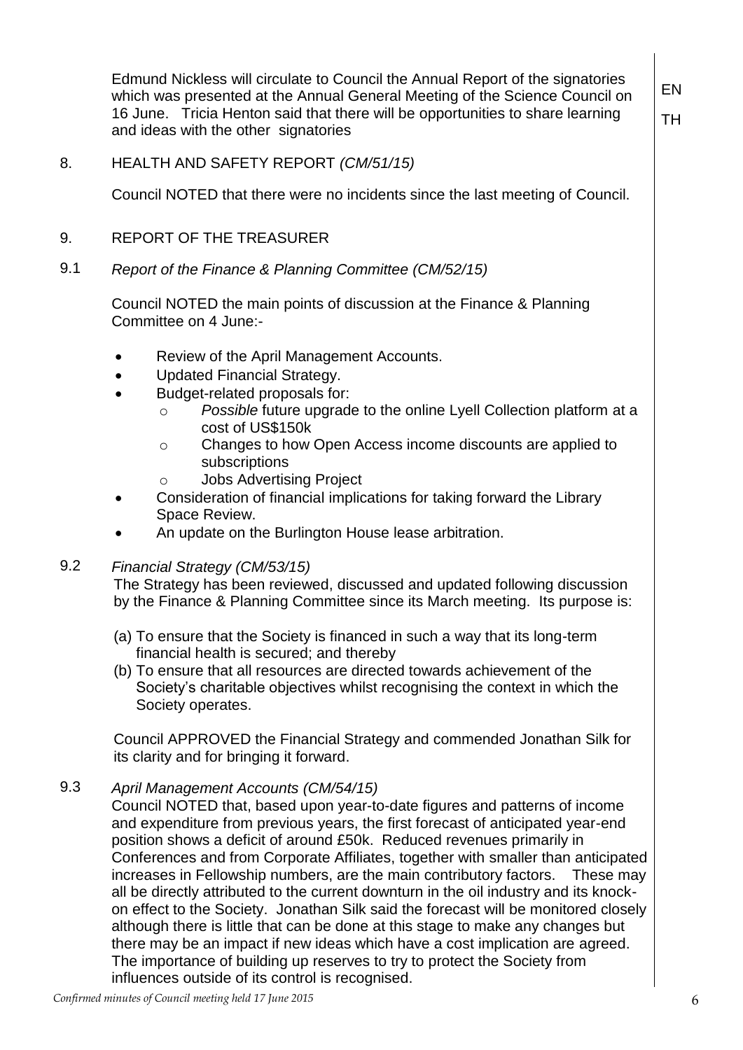Edmund Nickless will circulate to Council the Annual Report of the signatories which was presented at the Annual General Meeting of the Science Council on 16 June. Tricia Henton said that there will be opportunities to share learning and ideas with the other signatories — EN, TH

## 8. HEALTH AND SAFETY REPORT *(CM/51/15)*

Council NOTED that there were no incidents since the last meeting of Council.

## 9. REPORT OF THE TREASURER

### 9.1 *Report of the Finance & Planning Committee (CM/52/15)*

Council NOTED the main points of discussion at the Finance & Planning Committee on 4 June:-

- Review of the April Management Accounts.
- Updated Financial Strategy.
- Budget-related proposals for:
  - *Possible* future upgrade to the online Lyell Collection platform at a cost of US$150k
  - Changes to how Open Access income discounts are applied to subscriptions
  - Jobs Advertising Project
- Consideration of financial implications for taking forward the Library Space Review.
- An update on the Burlington House lease arbitration.

### 9.2 *Financial Strategy (CM/53/15)*

The Strategy has been reviewed, discussed and updated following discussion by the Finance & Planning Committee since its March meeting. Its purpose is:

(a) To ensure that the Society is financed in such a way that its long-term financial health is secured; and thereby

(b) To ensure that all resources are directed towards achievement of the Society's charitable objectives whilst recognising the context in which the Society operates.

Council APPROVED the Financial Strategy and commended Jonathan Silk for its clarity and for bringing it forward.

### 9.3 *April Management Accounts (CM/54/15)*

Council NOTED that, based upon year-to-date figures and patterns of income and expenditure from previous years, the first forecast of anticipated year-end position shows a deficit of around £50k. Reduced revenues primarily in Conferences and from Corporate Affiliates, together with smaller than anticipated increases in Fellowship numbers, are the main contributory factors. These may all be directly attributed to the current downturn in the oil industry and its knock-on effect to the Society. Jonathan Silk said the forecast will be monitored closely although there is little that can be done at this stage to make any changes but there may be an impact if new ideas which have a cost implication are agreed. The importance of building up reserves to try to protect the Society from influences outside of its control is recognised.

*Confirmed minutes of Council meeting held 17 June 2015*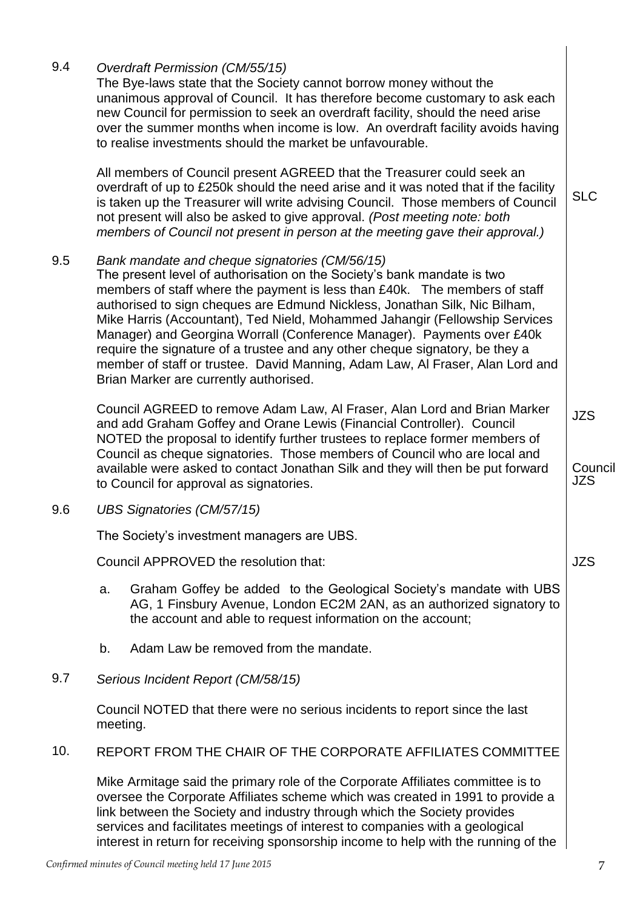9.4 *Overdraft Permission (CM/55/15)*

The Bye-laws state that the Society cannot borrow money without the unanimous approval of Council. It has therefore become customary to ask each new Council for permission to seek an overdraft facility, should the need arise over the summer months when income is low. An overdraft facility avoids having to realise investments should the market be unfavourable.

All members of Council present AGREED that the Treasurer could seek an overdraft of up to £250k should the need arise and it was noted that if the facility is taken up the Treasurer will write advising Council. Those members of Council not present will also be asked to give approval. *(Post meeting note: both members of Council not present in person at the meeting gave their approval.)* **SLC**

9.5 *Bank mandate and cheque signatories (CM/56/15)*

The present level of authorisation on the Society's bank mandate is two members of staff where the payment is less than £40k. The members of staff authorised to sign cheques are Edmund Nickless, Jonathan Silk, Nic Bilham, Mike Harris (Accountant), Ted Nield, Mohammed Jahangir (Fellowship Services Manager) and Georgina Worrall (Conference Manager). Payments over £40k require the signature of a trustee and any other cheque signatory, be they a member of staff or trustee. David Manning, Adam Law, Al Fraser, Alan Lord and Brian Marker are currently authorised.

Council AGREED to remove Adam Law, Al Fraser, Alan Lord and Brian Marker and add Graham Goffey and Orane Lewis (Financial Controller). Council NOTED the proposal to identify further trustees to replace former members of Council as cheque signatories. Those members of Council who are local and available were asked to contact Jonathan Silk and they will then be put forward to Council for approval as signatories. **JZS** **Council JZS**

9.6 *UBS Signatories (CM/57/15)*

The Society's investment managers are UBS.

Council APPROVED the resolution that: **JZS**

a. Graham Goffey be added to the Geological Society's mandate with UBS AG, 1 Finsbury Avenue, London EC2M 2AN, as an authorized signatory to the account and able to request information on the account;

b. Adam Law be removed from the mandate.

9.7 *Serious Incident Report (CM/58/15)*

Council NOTED that there were no serious incidents to report since the last meeting.

10. REPORT FROM THE CHAIR OF THE CORPORATE AFFILIATES COMMITTEE

Mike Armitage said the primary role of the Corporate Affiliates committee is to oversee the Corporate Affiliates scheme which was created in 1991 to provide a link between the Society and industry through which the Society provides services and facilitates meetings of interest to companies with a geological interest in return for receiving sponsorship income to help with the running of the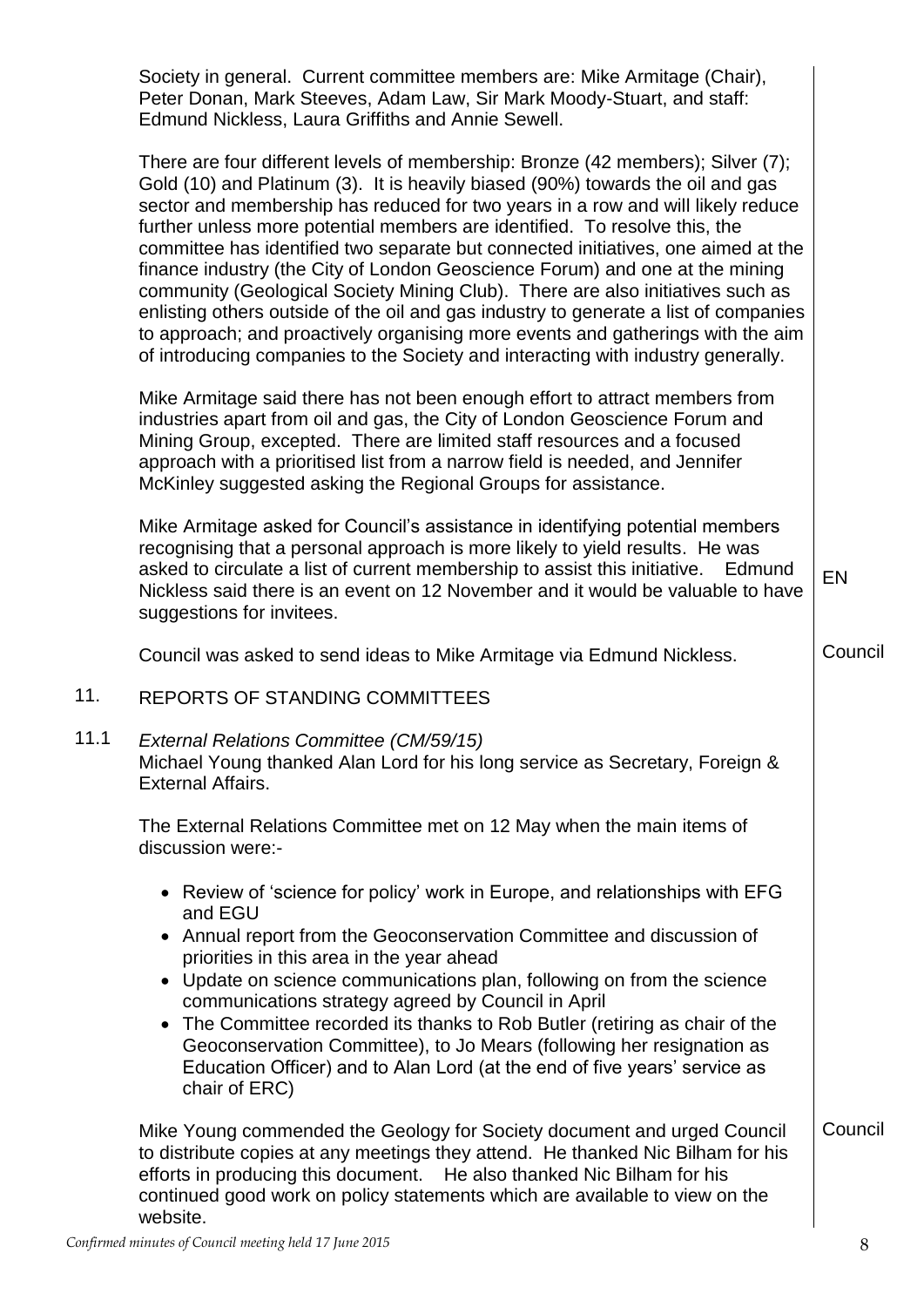Society in general. Current committee members are: Mike Armitage (Chair), Peter Donan, Mark Steeves, Adam Law, Sir Mark Moody-Stuart, and staff: Edmund Nickless, Laura Griffiths and Annie Sewell.

There are four different levels of membership: Bronze (42 members); Silver (7); Gold (10) and Platinum (3). It is heavily biased (90%) towards the oil and gas sector and membership has reduced for two years in a row and will likely reduce further unless more potential members are identified. To resolve this, the committee has identified two separate but connected initiatives, one aimed at the finance industry (the City of London Geoscience Forum) and one at the mining community (Geological Society Mining Club). There are also initiatives such as enlisting others outside of the oil and gas industry to generate a list of companies to approach; and proactively organising more events and gatherings with the aim of introducing companies to the Society and interacting with industry generally.

Mike Armitage said there has not been enough effort to attract members from industries apart from oil and gas, the City of London Geoscience Forum and Mining Group, excepted. There are limited staff resources and a focused approach with a prioritised list from a narrow field is needed, and Jennifer McKinley suggested asking the Regional Groups for assistance.

Mike Armitage asked for Council's assistance in identifying potential members recognising that a personal approach is more likely to yield results. He was asked to circulate a list of current membership to assist this initiative. Edmund Nickless said there is an event on 12 November and it would be valuable to have suggestions for invitees. **EN**

Council was asked to send ideas to Mike Armitage via Edmund Nickless. **Council**

## 11. REPORTS OF STANDING COMMITTEES

### 11.1 *External Relations Committee (CM/59/15)*

Michael Young thanked Alan Lord for his long service as Secretary, Foreign & External Affairs.

The External Relations Committee met on 12 May when the main items of discussion were:-

- Review of 'science for policy' work in Europe, and relationships with EFG and EGU
- Annual report from the Geoconservation Committee and discussion of priorities in this area in the year ahead
- Update on science communications plan, following on from the science communications strategy agreed by Council in April
- The Committee recorded its thanks to Rob Butler (retiring as chair of the Geoconservation Committee), to Jo Mears (following her resignation as Education Officer) and to Alan Lord (at the end of five years' service as chair of ERC)

Mike Young commended the Geology for Society document and urged Council to distribute copies at any meetings they attend. He thanked Nic Bilham for his efforts in producing this document. He also thanked Nic Bilham for his continued good work on policy statements which are available to view on the website. **Council**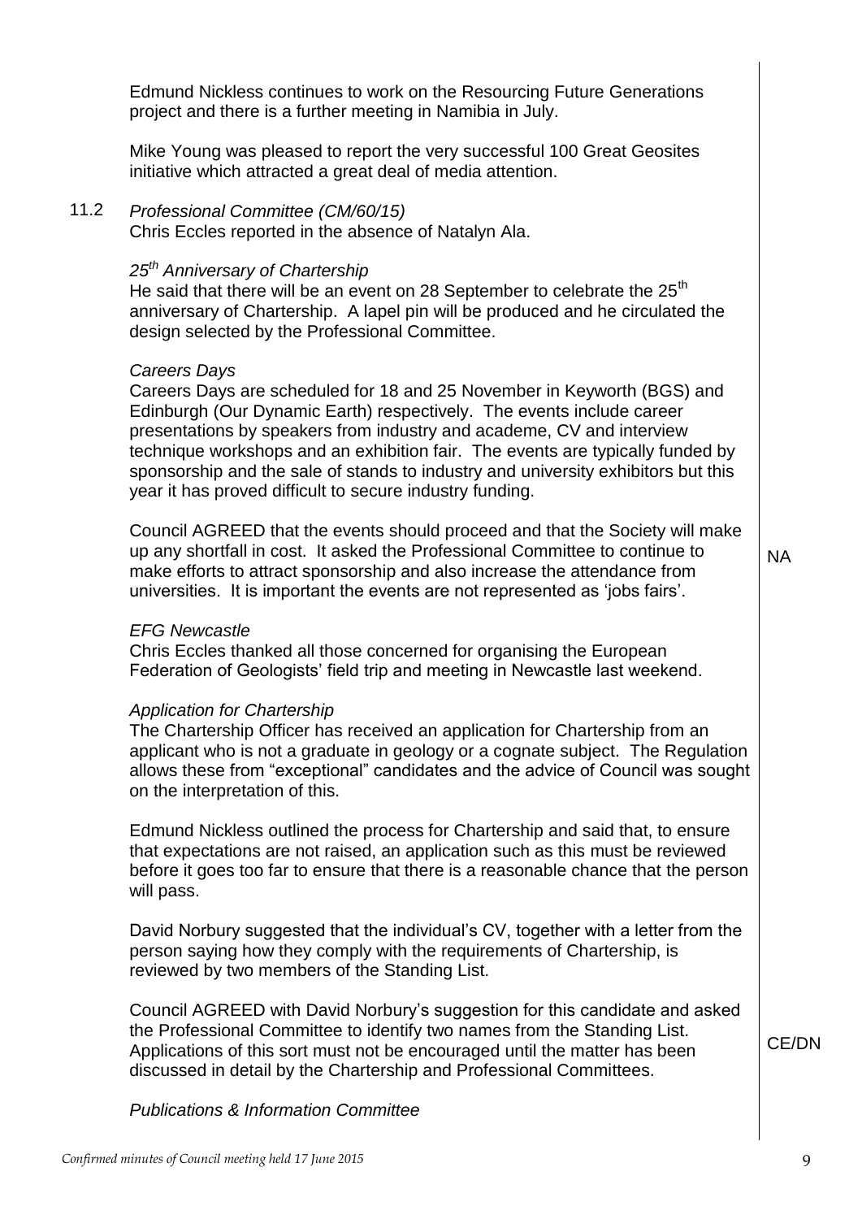Edmund Nickless continues to work on the Resourcing Future Generations project and there is a further meeting in Namibia in July.

Mike Young was pleased to report the very successful 100 Great Geosites initiative which attracted a great deal of media attention.

11.2 *Professional Committee (CM/60/15)*
Chris Eccles reported in the absence of Natalyn Ala.

*25th Anniversary of Chartership*
He said that there will be an event on 28 September to celebrate the 25th anniversary of Chartership. A lapel pin will be produced and he circulated the design selected by the Professional Committee.

*Careers Days*
Careers Days are scheduled for 18 and 25 November in Keyworth (BGS) and Edinburgh (Our Dynamic Earth) respectively. The events include career presentations by speakers from industry and academe, CV and interview technique workshops and an exhibition fair. The events are typically funded by sponsorship and the sale of stands to industry and university exhibitors but this year it has proved difficult to secure industry funding.

Council AGREED that the events should proceed and that the Society will make up any shortfall in cost. It asked the Professional Committee to continue to make efforts to attract sponsorship and also increase the attendance from universities. It is important the events are not represented as 'jobs fairs'. **NA**

*EFG Newcastle*
Chris Eccles thanked all those concerned for organising the European Federation of Geologists' field trip and meeting in Newcastle last weekend.

*Application for Chartership*
The Chartership Officer has received an application for Chartership from an applicant who is not a graduate in geology or a cognate subject. The Regulation allows these from "exceptional" candidates and the advice of Council was sought on the interpretation of this.

Edmund Nickless outlined the process for Chartership and said that, to ensure that expectations are not raised, an application such as this must be reviewed before it goes too far to ensure that there is a reasonable chance that the person will pass.

David Norbury suggested that the individual's CV, together with a letter from the person saying how they comply with the requirements of Chartership, is reviewed by two members of the Standing List.

Council AGREED with David Norbury's suggestion for this candidate and asked the Professional Committee to identify two names from the Standing List. Applications of this sort must not be encouraged until the matter has been discussed in detail by the Chartership and Professional Committees. **CE/DN**

*Publications & Information Committee*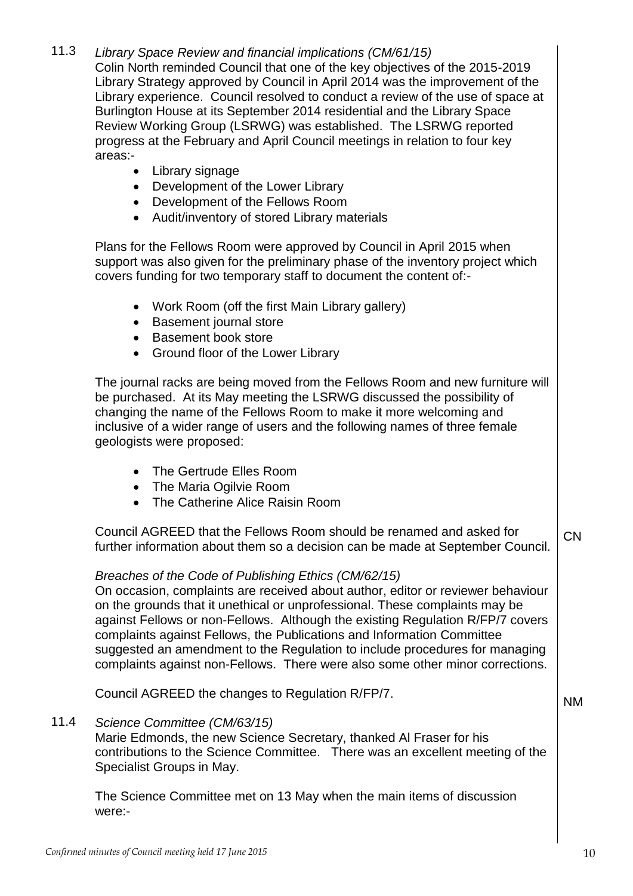11.3 *Library Space Review and financial implications (CM/61/15)*

Colin North reminded Council that one of the key objectives of the 2015-2019 Library Strategy approved by Council in April 2014 was the improvement of the Library experience. Council resolved to conduct a review of the use of space at Burlington House at its September 2014 residential and the Library Space Review Working Group (LSRWG) was established. The LSRWG reported progress at the February and April Council meetings in relation to four key areas:-

- Library signage
- Development of the Lower Library
- Development of the Fellows Room
- Audit/inventory of stored Library materials

Plans for the Fellows Room were approved by Council in April 2015 when support was also given for the preliminary phase of the inventory project which covers funding for two temporary staff to document the content of:-

- Work Room (off the first Main Library gallery)
- Basement journal store
- Basement book store
- Ground floor of the Lower Library

The journal racks are being moved from the Fellows Room and new furniture will be purchased. At its May meeting the LSRWG discussed the possibility of changing the name of the Fellows Room to make it more welcoming and inclusive of a wider range of users and the following names of three female geologists were proposed:

- The Gertrude Elles Room
- The Maria Ogilvie Room
- The Catherine Alice Raisin Room

Council AGREED that the Fellows Room should be renamed and asked for further information about them so a decision can be made at September Council. **CN**

*Breaches of the Code of Publishing Ethics (CM/62/15)*

On occasion, complaints are received about author, editor or reviewer behaviour on the grounds that it unethical or unprofessional. These complaints may be against Fellows or non-Fellows. Although the existing Regulation R/FP/7 covers complaints against Fellows, the Publications and Information Committee suggested an amendment to the Regulation to include procedures for managing complaints against non-Fellows. There were also some other minor corrections.

Council AGREED the changes to Regulation R/FP/7. **NM**

11.4 *Science Committee (CM/63/15)*

Marie Edmonds, the new Science Secretary, thanked Al Fraser for his contributions to the Science Committee. There was an excellent meeting of the Specialist Groups in May.

The Science Committee met on 13 May when the main items of discussion were:-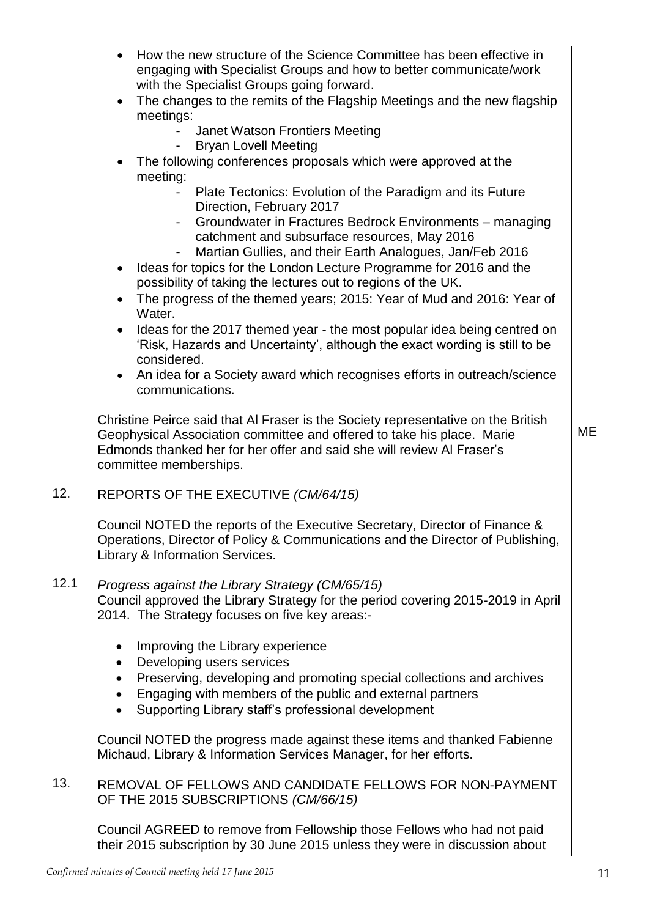- How the new structure of the Science Committee has been effective in engaging with Specialist Groups and how to better communicate/work with the Specialist Groups going forward.
- The changes to the remits of the Flagship Meetings and the new flagship meetings:
  - Janet Watson Frontiers Meeting
  - Bryan Lovell Meeting
- The following conferences proposals which were approved at the meeting:
  - Plate Tectonics: Evolution of the Paradigm and its Future Direction, February 2017
  - Groundwater in Fractures Bedrock Environments – managing catchment and subsurface resources, May 2016
  - Martian Gullies, and their Earth Analogues, Jan/Feb 2016
- Ideas for topics for the London Lecture Programme for 2016 and the possibility of taking the lectures out to regions of the UK.
- The progress of the themed years; 2015: Year of Mud and 2016: Year of Water.
- Ideas for the 2017 themed year - the most popular idea being centred on 'Risk, Hazards and Uncertainty', although the exact wording is still to be considered.
- An idea for a Society award which recognises efforts in outreach/science communications.

Christine Peirce said that Al Fraser is the Society representative on the British Geophysical Association committee and offered to take his place. Marie Edmonds thanked her for her offer and said she will review Al Fraser's committee memberships. **ME**

12. REPORTS OF THE EXECUTIVE *(CM/64/15)*

Council NOTED the reports of the Executive Secretary, Director of Finance & Operations, Director of Policy & Communications and the Director of Publishing, Library & Information Services.

12.1 *Progress against the Library Strategy (CM/65/15)*

Council approved the Library Strategy for the period covering 2015-2019 in April 2014. The Strategy focuses on five key areas:-

- Improving the Library experience
- Developing users services
- Preserving, developing and promoting special collections and archives
- Engaging with members of the public and external partners
- Supporting Library staff's professional development

Council NOTED the progress made against these items and thanked Fabienne Michaud, Library & Information Services Manager, for her efforts.

13. REMOVAL OF FELLOWS AND CANDIDATE FELLOWS FOR NON-PAYMENT OF THE 2015 SUBSCRIPTIONS *(CM/66/15)*

Council AGREED to remove from Fellowship those Fellows who had not paid their 2015 subscription by 30 June 2015 unless they were in discussion about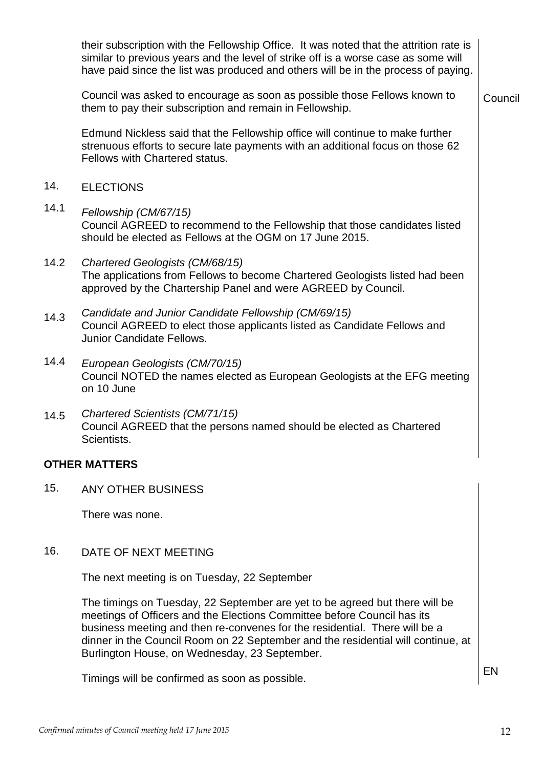their subscription with the Fellowship Office. It was noted that the attrition rate is similar to previous years and the level of strike off is a worse case as some will have paid since the list was produced and others will be in the process of paying.

Council was asked to encourage as soon as possible those Fellows known to them to pay their subscription and remain in Fellowship. — Council

Edmund Nickless said that the Fellowship office will continue to make further strenuous efforts to secure late payments with an additional focus on those 62 Fellows with Chartered status.

14. ELECTIONS

14.1 *Fellowship (CM/67/15)*
Council AGREED to recommend to the Fellowship that those candidates listed should be elected as Fellows at the OGM on 17 June 2015.

14.2 *Chartered Geologists (CM/68/15)*
The applications from Fellows to become Chartered Geologists listed had been approved by the Chartership Panel and were AGREED by Council.

14.3 *Candidate and Junior Candidate Fellowship (CM/69/15)*
Council AGREED to elect those applicants listed as Candidate Fellows and Junior Candidate Fellows.

14.4 *European Geologists (CM/70/15)*
Council NOTED the names elected as European Geologists at the EFG meeting on 10 June

14.5 *Chartered Scientists (CM/71/15)*
Council AGREED that the persons named should be elected as Chartered Scientists.

**OTHER MATTERS**

15. ANY OTHER BUSINESS

There was none.

16. DATE OF NEXT MEETING

The next meeting is on Tuesday, 22 September

The timings on Tuesday, 22 September are yet to be agreed but there will be meetings of Officers and the Elections Committee before Council has its business meeting and then re-convenes for the residential. There will be a dinner in the Council Room on 22 September and the residential will continue, at Burlington House, on Wednesday, 23 September.

Timings will be confirmed as soon as possible. — EN